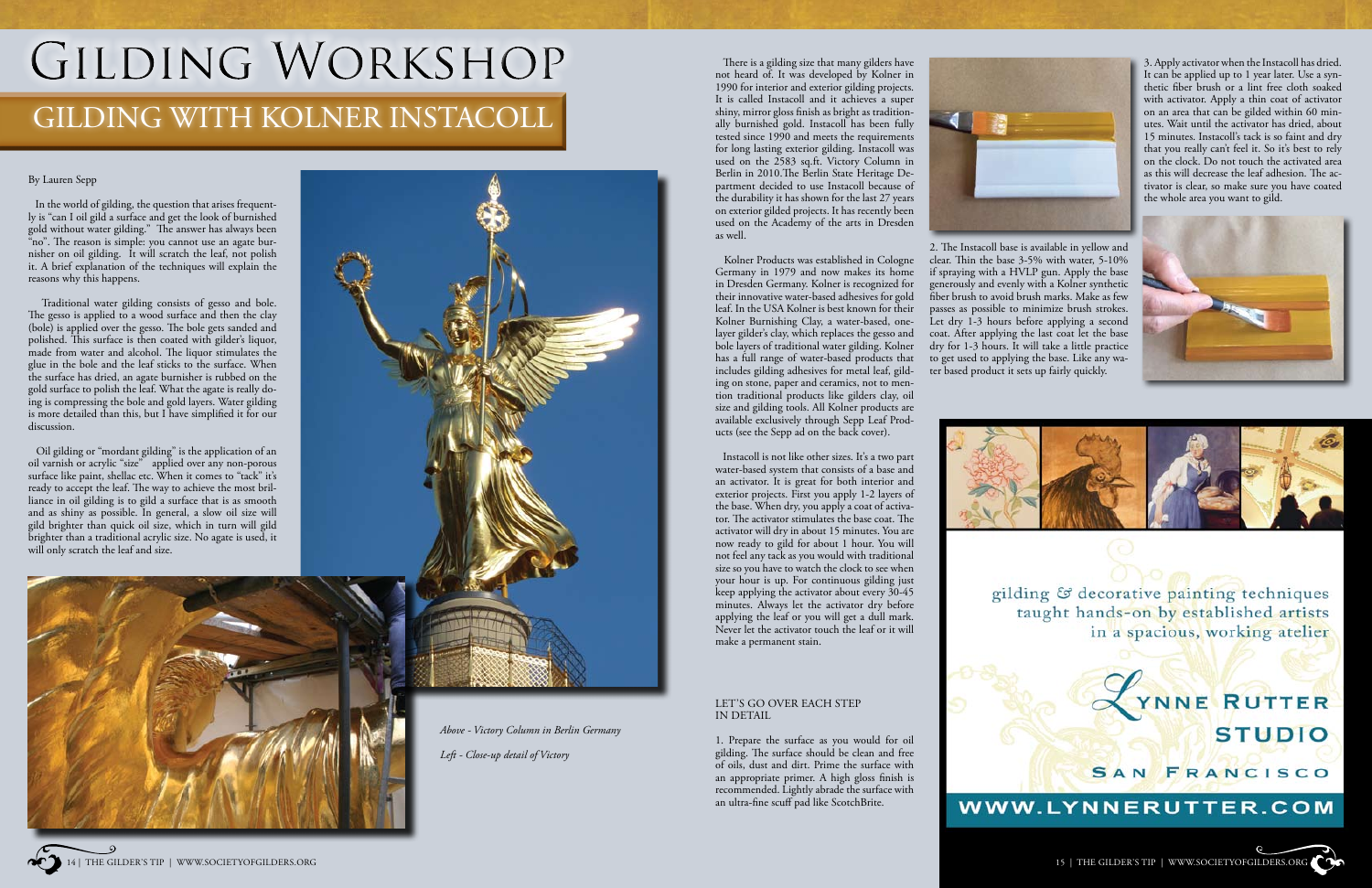# Gilding Workshop

## GILDING WITH KOLNER INSTACOLL

By Lauren Sepp

In the world of gilding, the question that arises frequently is "can I oil gild a surface and get the look of burnished gold without water gilding." The answer has always been "no". The reason is simple: you cannot use an agate burnisher on oil gilding. It will scratch the leaf, not polish it. A brief explanation of the techniques will explain the reasons why this happens.

Traditional water gilding consists of gesso and bole. The gesso is applied to a wood surface and then the clay (bole) is applied over the gesso. The bole gets sanded and polished. This surface is then coated with gilder's liquor, made from water and alcohol. The liquor stimulates the glue in the bole and the leaf sticks to the surface. When the surface has dried, an agate burnisher is rubbed on the gold surface to polish the leaf. What the agate is really doing is compressing the bole and gold layers. Water gilding is more detailed than this, but I have simplified it for our discussion.

Oil gilding or "mordant gilding" is the application of an oil varnish or acrylic "size" applied over any non-porous surface like paint, shellac etc. When it comes to "tack" it's ready to accept the leaf. The way to achieve the most brilliance in oil gilding is to gild a surface that is as smooth and as shiny as possible. In general, a slow oil size will gild brighter than quick oil size, which in turn will gild brighter than a traditional acrylic size. No agate is used, it will only scratch the leaf and size.

*Above - Victory Column in Berlin Germany*

*Left - Close-up detail of Victory*

There is a gilding size that many gilders have not heard of. It was developed by Kolner in 1990 for interior and exterior gilding projects. It is called Instacoll and it achieves a super shiny, mirror gloss finish as bright as traditionally burnished gold. Instacoll has been fully tested since 1990 and meets the requirements for long lasting exterior gilding. Instacoll was used on the 2583 sq.ft. Victory Column in Berlin in 2010.The Berlin State Heritage Department decided to use Instacoll because of the durability it has shown for the last 27 years on exterior gilded projects. It has recently been used on the Academy of the arts in Dresden as well.

Kolner Products was established in Cologne Germany in 1979 and now makes its home in Dresden Germany. Kolner is recognized for their innovative water-based adhesives for gold leaf. In the USA Kolner is best known for their Kolner Burnishing Clay, a water-based, one-layer gilder's clay, which replaces the gesso and bole layers of traditional water gilding. Kolner has a full range of water-based products that includes gilding adhesives for metal leaf, gilding on stone, paper and ceramics, not to mention traditional products like gilders clay, oil size and gilding tools. All Kolner products are available exclusively through Sepp Leaf Products (see the Sepp ad on the back cover).

Instacoll is not like other sizes. It's a two part water-based system that consists of a base and an activator. It is great for both interior and exterior projects. First you apply 1-2 layers of the base. When dry, you apply a coat of activator. The activator stimulates the base coat. The activator will dry in about 15 minutes. You are now ready to gild for about 1 hour. You will not feel any tack as you would with traditional size so you have to watch the clock to see when your hour is up. For continuous gilding just keep applying the activator about every 30-45 minutes. Always let the activator dry before applying the leaf or you will get a dull mark. Never let the activator touch the leaf or it will make a permanent stain.

LET'S GO OVER EACH STEP IN DETAIL

1. Prepare the surface as you would for oil gilding. The surface should be clean and free of oils, dust and dirt. Prime the surface with an appropriate primer. A high gloss finish is recommended. Lightly abrade the surface with an ultra-fine scuff pad like ScotchBrite.

2. The Instacoll base is available in yellow and clear. Thin the base 3-5% with water, 5-10% if spraying with a HVLP gun. Apply the base generously and evenly with a Kolner synthetic fiber brush to avoid brush marks. Make as few passes as possible to minimize brush strokes. Let dry 1-3 hours before applying a second coat. After applying the last coat let the base dry for 1-3 hours. It will take a little practice to get used to applying the base. Like any water based product it sets up fairly quickly.

3. Apply activator when the Instacoll has dried. It can be applied up to 1 year later. Use a synthetic fiber brush or a lint free cloth soaked with activator. Apply a thin coat of activator on an area that can be gilded within 60 minutes. Wait until the activator has dried, about 15 minutes. Instacoll's tack is so faint and dry that you really can't feel it. So it's best to rely on the clock. Do not touch the activated area as this will decrease the leaf adhesion. The activator is clear, so make sure you have coated the whole area you want to gild.

gilding & decorative painting techniques taught hands-on by established artists in a spacious, working atelier

LYNNE RUTTER STUDIO

SAN FRANCISCO

WWW.LYNNERUTTER.COM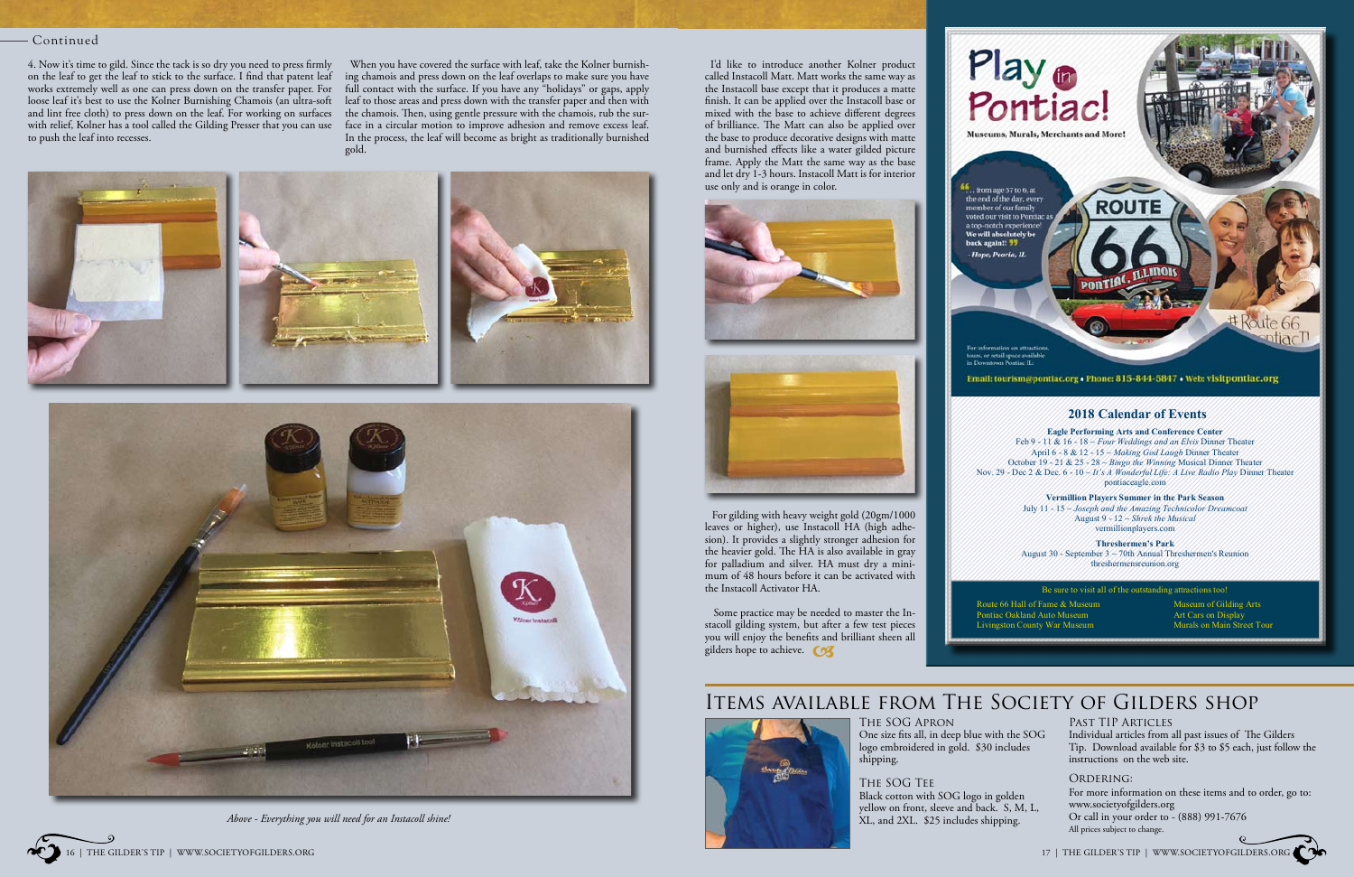Continued

4. Now it's time to gild. Since the tack is so dry you need to press firmly on the leaf to get the leaf to stick to the surface. I find that patent leaf works extremely well as one can press down on the transfer paper. For loose leaf it's best to use the Kolner Burnishing Chamois (an ultra-soft and lint free cloth) to press down on the leaf. For working on surfaces with relief, Kolner has a tool called the Gilding Presser that you can use to push the leaf into recesses.

When you have covered the surface with leaf, take the Kolner burnishing chamois and press down on the leaf overlaps to make sure you have full contact with the surface. If you have any "holidays" or gaps, apply leaf to those areas and press down with the transfer paper and then with the chamois. Then, using gentle pressure with the chamois, rub the surface in a circular motion to improve adhesion and remove excess leaf. In the process, the leaf will become as bright as traditionally burnished gold.

*Above - Everything you will need for an Instacoll shine!*

I'd like to introduce another Kolner product called Instacoll Matt. Matt works the same way as the Instacoll base except that it produces a matte finish. It can be applied over the Instacoll base or mixed with the base to achieve different degrees of brilliance. The Matt can also be applied over the base to produce decorative designs with matte and burnished effects like a water gilded picture frame. Apply the Matt the same way as the base and let dry 1-3 hours. Instacoll Matt is for interior use only and is orange in color.

For gilding with heavy weight gold (20gm/1000 leaves or higher), use Instacoll HA (high adhesion). It provides a slightly stronger adhesion for the heavier gold. The HA is also available in gray for palladium and silver. HA must dry a minimum of 48 hours before it can be activated with the Instacoll Activator HA.

Some practice may be needed to master the Instacoll gilding system, but after a few test pieces you will enjoy the benefits and brilliant sheen all gilders hope to achieve.

# Play in Pontiac!

Museums, Murals, Merchants and More!

"...from age 57 to 6, at the end of the day, every member of our family voted our visit to Pontiac as a top-notch experience! **We will absolutely be back again!**" *-Hope, Peoria, IL*

For information on attractions, tours, or retail space available in Downtown Pontiac IL:

**Email: tourism@pontiac.org • Phone: 815-844-5847 • Web: visitpontiac.org**

## 2018 Calendar of Events

**Eagle Performing Arts and Conference Center**
Feb 9 - 11 & 16 - 18 ~ *Four Weddings and an Elvis* Dinner Theater
April 6 - 8 & 12 - 15 ~ *Making God Laugh* Dinner Theater
October 19 - 21 & 25 - 28 ~ *Bingo the Winning* Musical Dinner Theater
Nov. 29 - Dec 2 & Dec. 6 - 10 ~ *It's A Wonderful Life: A Live Radio Play* Dinner Theater
pontiaceagle.com

**Vermillion Players Summer in the Park Season**
July 11 - 15 ~ *Joseph and the Amazing Technicolor Dreamcoat*
August 9 - 12 ~ *Shrek the Musical*
vermillionplayers.com

**Threshermen's Park**
August 30 - September 3 ~ 70th Annual Threshermen's Reunion
threshermensreunion.org

Be sure to visit all of the outstanding attractions too!

Route 66 Hall of Fame & Museum
Pontiac Oakland Auto Museum
Livingston County War Museum
Museum of Gilding Arts
Art Cars on Display
Murals on Main Street Tour

# Items available from The Society of Gilders shop

### The SOG Apron
One size fits all, in deep blue with the SOG logo embroidered in gold. $30 includes shipping.

### The SOG Tee
Black cotton with SOG logo in golden yellow on front, sleeve and back. S, M, L, XL, and 2XL. $25 includes shipping.

### Past Tip Articles
Individual articles from all past issues of The Gilders Tip. Download available for $3 to $5 each, just follow the instructions on the web site.

### Ordering:
For more information on these items and to order, go to: www.societyofgilders.org
Or call in your order to - (888) 991-7676
All prices subject to change.